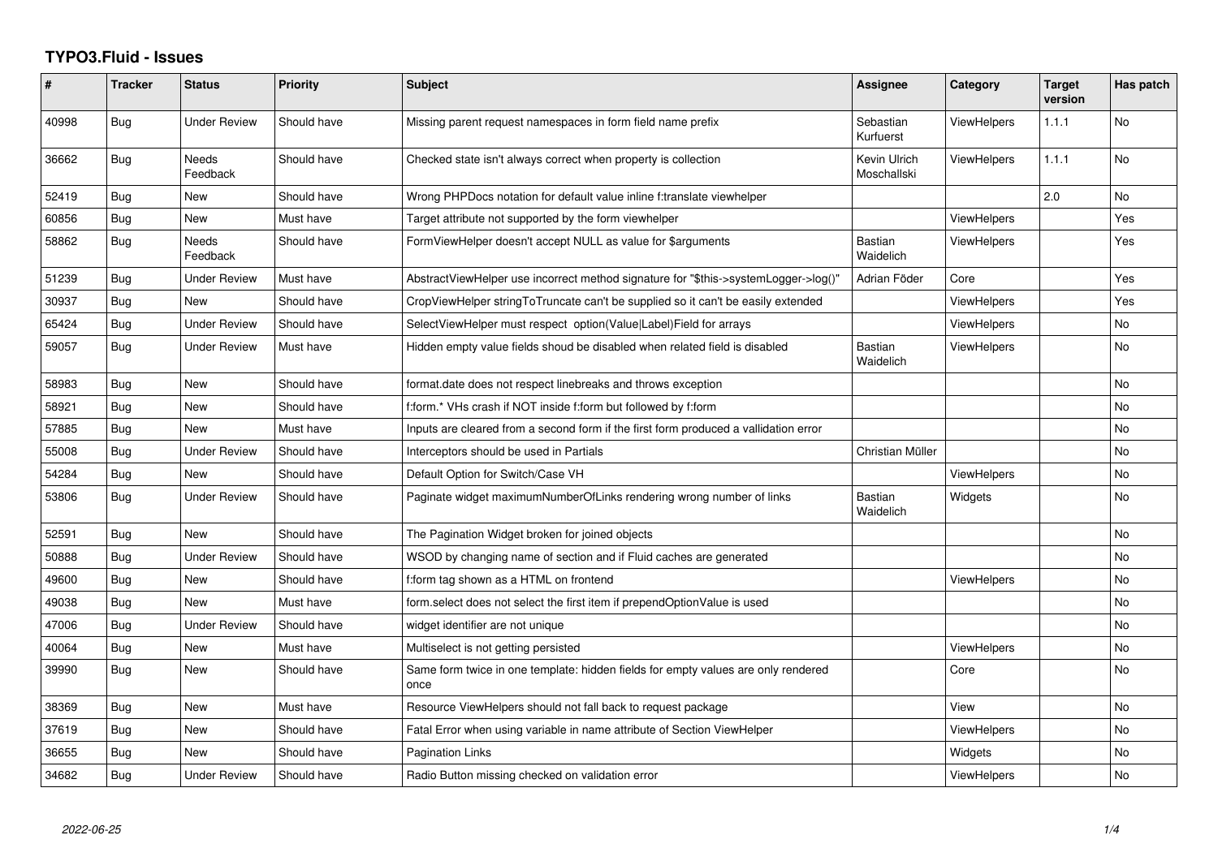# TYPO3.Fluid - Issues

| # | Tracker | Status | Priority | Subject | Assignee | Category | Target version | Has patch |
|---|---|---|---|---|---|---|---|---|
| 40998 | Bug | Under Review | Should have | Missing parent request namespaces in form field name prefix | Sebastian Kurfuerst | ViewHelpers | 1.1.1 | No |
| 36662 | Bug | Needs Feedback | Should have | Checked state isn't always correct when property is collection | Kevin Ulrich Moschallski | ViewHelpers | 1.1.1 | No |
| 52419 | Bug | New | Should have | Wrong PHPDocs notation for default value inline f:translate viewhelper | | | 2.0 | No |
| 60856 | Bug | New | Must have | Target attribute not supported by the form viewhelper | | ViewHelpers | | Yes |
| 58862 | Bug | Needs Feedback | Should have | FormViewHelper doesn't accept NULL as value for $arguments | Bastian Waidelich | ViewHelpers | | Yes |
| 51239 | Bug | Under Review | Must have | AbstractViewHelper use incorrect method signature for "$this->systemLogger->log()" | Adrian Föder | Core | | Yes |
| 30937 | Bug | New | Should have | CropViewHelper stringToTruncate can't be supplied so it can't be easily extended | | ViewHelpers | | Yes |
| 65424 | Bug | Under Review | Should have | SelectViewHelper must respect option(Value|Label)Field for arrays | | ViewHelpers | | No |
| 59057 | Bug | Under Review | Must have | Hidden empty value fields shoud be disabled when related field is disabled | Bastian Waidelich | ViewHelpers | | No |
| 58983 | Bug | New | Should have | format.date does not respect linebreaks and throws exception | | | | No |
| 58921 | Bug | New | Should have | f:form.* VHs crash if NOT inside f:form but followed by f:form | | | | No |
| 57885 | Bug | New | Must have | Inputs are cleared from a second form if the first form produced a vallidation error | | | | No |
| 55008 | Bug | Under Review | Should have | Interceptors should be used in Partials | Christian Müller | | | No |
| 54284 | Bug | New | Should have | Default Option for Switch/Case VH | | ViewHelpers | | No |
| 53806 | Bug | Under Review | Should have | Paginate widget maximumNumberOfLinks rendering wrong number of links | Bastian Waidelich | Widgets | | No |
| 52591 | Bug | New | Should have | The Pagination Widget broken for joined objects | | | | No |
| 50888 | Bug | Under Review | Should have | WSOD by changing name of section and if Fluid caches are generated | | | | No |
| 49600 | Bug | New | Should have | f:form tag shown as a HTML on frontend | | ViewHelpers | | No |
| 49038 | Bug | New | Must have | form.select does not select the first item if prependOptionValue is used | | | | No |
| 47006 | Bug | Under Review | Should have | widget identifier are not unique | | | | No |
| 40064 | Bug | New | Must have | Multiselect is not getting persisted | | ViewHelpers | | No |
| 39990 | Bug | New | Should have | Same form twice in one template: hidden fields for empty values are only rendered once | | Core | | No |
| 38369 | Bug | New | Must have | Resource ViewHelpers should not fall back to request package | | View | | No |
| 37619 | Bug | New | Should have | Fatal Error when using variable in name attribute of Section ViewHelper | | ViewHelpers | | No |
| 36655 | Bug | New | Should have | Pagination Links | | Widgets | | No |
| 34682 | Bug | Under Review | Should have | Radio Button missing checked on validation error | | ViewHelpers | | No |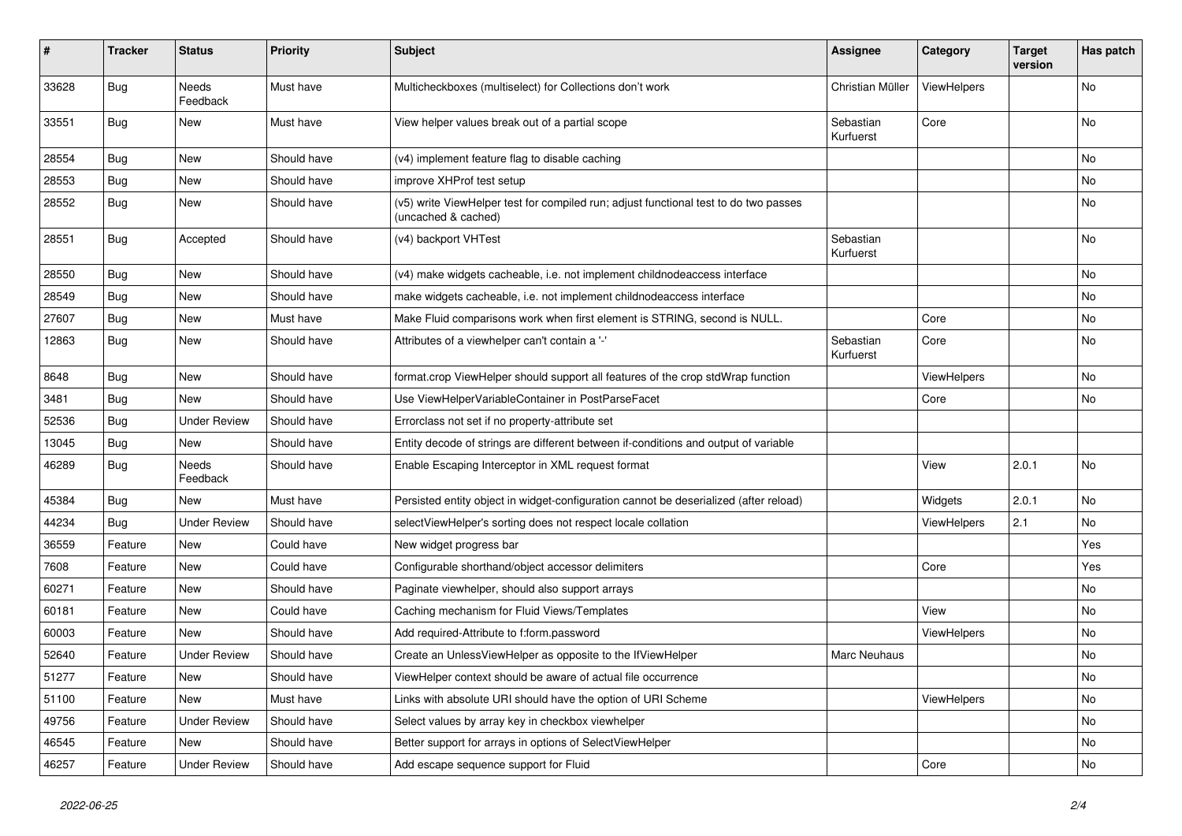| # | Tracker | Status | Priority | Subject | Assignee | Category | Target version | Has patch |
|---|---|---|---|---|---|---|---|---|
| 33628 | Bug | Needs Feedback | Must have | Multicheckboxes (multiselect) for Collections don't work | Christian Müller | ViewHelpers | | No |
| 33551 | Bug | New | Must have | View helper values break out of a partial scope | Sebastian Kurfuerst | Core | | No |
| 28554 | Bug | New | Should have | (v4) implement feature flag to disable caching | | | | No |
| 28553 | Bug | New | Should have | improve XHProf test setup | | | | No |
| 28552 | Bug | New | Should have | (v5) write ViewHelper test for compiled run; adjust functional test to do two passes (uncached & cached) | | | | No |
| 28551 | Bug | Accepted | Should have | (v4) backport VHTest | Sebastian Kurfuerst | | | No |
| 28550 | Bug | New | Should have | (v4) make widgets cacheable, i.e. not implement childnodeaccess interface | | | | No |
| 28549 | Bug | New | Should have | make widgets cacheable, i.e. not implement childnodeaccess interface | | | | No |
| 27607 | Bug | New | Must have | Make Fluid comparisons work when first element is STRING, second is NULL. | | Core | | No |
| 12863 | Bug | New | Should have | Attributes of a viewhelper can't contain a '-' | Sebastian Kurfuerst | Core | | No |
| 8648 | Bug | New | Should have | format.crop ViewHelper should support all features of the crop stdWrap function | | ViewHelpers | | No |
| 3481 | Bug | New | Should have | Use ViewHelperVariableContainer in PostParseFacet | | Core | | No |
| 52536 | Bug | Under Review | Should have | Errorclass not set if no property-attribute set | | | | |
| 13045 | Bug | New | Should have | Entity decode of strings are different between if-conditions and output of variable | | | | |
| 46289 | Bug | Needs Feedback | Should have | Enable Escaping Interceptor in XML request format | | View | 2.0.1 | No |
| 45384 | Bug | New | Must have | Persisted entity object in widget-configuration cannot be deserialized (after reload) | | Widgets | 2.0.1 | No |
| 44234 | Bug | Under Review | Should have | selectViewHelper's sorting does not respect locale collation | | ViewHelpers | 2.1 | No |
| 36559 | Feature | New | Could have | New widget progress bar | | | | Yes |
| 7608 | Feature | New | Could have | Configurable shorthand/object accessor delimiters | | Core | | Yes |
| 60271 | Feature | New | Should have | Paginate viewhelper, should also support arrays | | | | No |
| 60181 | Feature | New | Could have | Caching mechanism for Fluid Views/Templates | | View | | No |
| 60003 | Feature | New | Should have | Add required-Attribute to f:form.password | | ViewHelpers | | No |
| 52640 | Feature | Under Review | Should have | Create an UnlessViewHelper as opposite to the IfViewHelper | Marc Neuhaus | | | No |
| 51277 | Feature | New | Should have | ViewHelper context should be aware of actual file occurrence | | | | No |
| 51100 | Feature | New | Must have | Links with absolute URI should have the option of URI Scheme | | ViewHelpers | | No |
| 49756 | Feature | Under Review | Should have | Select values by array key in checkbox viewhelper | | | | No |
| 46545 | Feature | New | Should have | Better support for arrays in options of SelectViewHelper | | | | No |
| 46257 | Feature | Under Review | Should have | Add escape sequence support for Fluid | | Core | | No |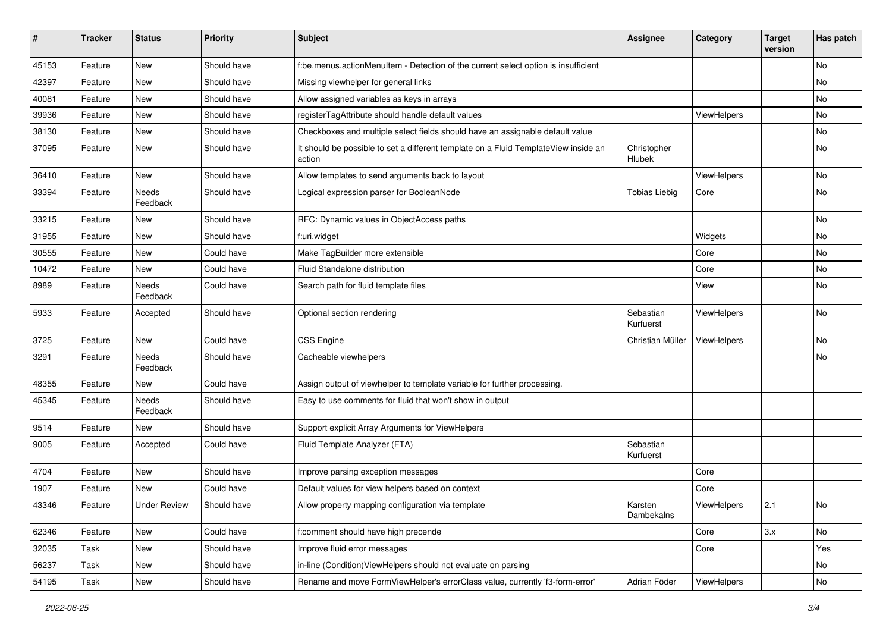| # | Tracker | Status | Priority | Subject | Assignee | Category | Target version | Has patch |
|---|---|---|---|---|---|---|---|---|
| 45153 | Feature | New | Should have | f:be.menus.actionMenuItem - Detection of the current select option is insufficient | | | | No |
| 42397 | Feature | New | Should have | Missing viewhelper for general links | | | | No |
| 40081 | Feature | New | Should have | Allow assigned variables as keys in arrays | | | | No |
| 39936 | Feature | New | Should have | registerTagAttribute should handle default values | | ViewHelpers | | No |
| 38130 | Feature | New | Should have | Checkboxes and multiple select fields should have an assignable default value | | | | No |
| 37095 | Feature | New | Should have | It should be possible to set a different template on a Fluid TemplateView inside an action | Christopher Hlubek | | | No |
| 36410 | Feature | New | Should have | Allow templates to send arguments back to layout | | ViewHelpers | | No |
| 33394 | Feature | Needs Feedback | Should have | Logical expression parser for BooleanNode | Tobias Liebig | Core | | No |
| 33215 | Feature | New | Should have | RFC: Dynamic values in ObjectAccess paths | | | | No |
| 31955 | Feature | New | Should have | f:uri.widget | | Widgets | | No |
| 30555 | Feature | New | Could have | Make TagBuilder more extensible | | Core | | No |
| 10472 | Feature | New | Could have | Fluid Standalone distribution | | Core | | No |
| 8989 | Feature | Needs Feedback | Could have | Search path for fluid template files | | View | | No |
| 5933 | Feature | Accepted | Should have | Optional section rendering | Sebastian Kurfuerst | ViewHelpers | | No |
| 3725 | Feature | New | Could have | CSS Engine | Christian Müller | ViewHelpers | | No |
| 3291 | Feature | Needs Feedback | Should have | Cacheable viewhelpers | | | | No |
| 48355 | Feature | New | Could have | Assign output of viewhelper to template variable for further processing. | | | | |
| 45345 | Feature | Needs Feedback | Should have | Easy to use comments for fluid that won't show in output | | | | |
| 9514 | Feature | New | Should have | Support explicit Array Arguments for ViewHelpers | | | | |
| 9005 | Feature | Accepted | Could have | Fluid Template Analyzer (FTA) | Sebastian Kurfuerst | | | |
| 4704 | Feature | New | Should have | Improve parsing exception messages | | Core | | |
| 1907 | Feature | New | Could have | Default values for view helpers based on context | | Core | | |
| 43346 | Feature | Under Review | Should have | Allow property mapping configuration via template | Karsten Dambekalns | ViewHelpers | 2.1 | No |
| 62346 | Feature | New | Could have | f:comment should have high precende | | Core | 3.x | No |
| 32035 | Task | New | Should have | Improve fluid error messages | | Core | | Yes |
| 56237 | Task | New | Should have | in-line (Condition)ViewHelpers should not evaluate on parsing | | | | No |
| 54195 | Task | New | Should have | Rename and move FormViewHelper's errorClass value, currently 'f3-form-error' | Adrian Föder | ViewHelpers | | No |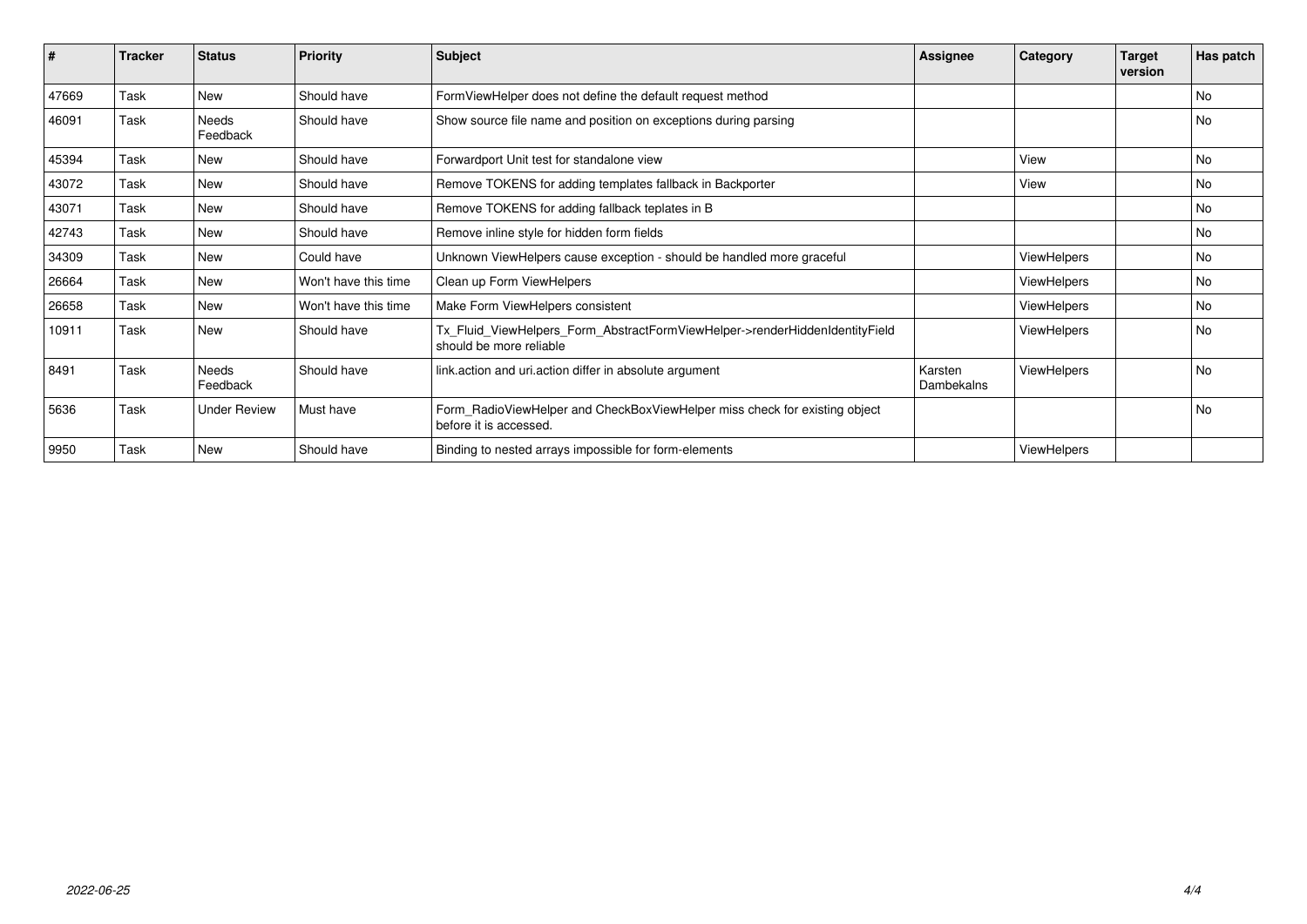| # | Tracker | Status | Priority | Subject | Assignee | Category | Target version | Has patch |
|---|---|---|---|---|---|---|---|---|
| 47669 | Task | New | Should have | FormViewHelper does not define the default request method | | | | No |
| 46091 | Task | Needs Feedback | Should have | Show source file name and position on exceptions during parsing | | | | No |
| 45394 | Task | New | Should have | Forwardport Unit test for standalone view | | View | | No |
| 43072 | Task | New | Should have | Remove TOKENS for adding templates fallback in Backporter | | View | | No |
| 43071 | Task | New | Should have | Remove TOKENS for adding fallback teplates in B | | | | No |
| 42743 | Task | New | Should have | Remove inline style for hidden form fields | | | | No |
| 34309 | Task | New | Could have | Unknown ViewHelpers cause exception - should be handled more graceful | | ViewHelpers | | No |
| 26664 | Task | New | Won't have this time | Clean up Form ViewHelpers | | ViewHelpers | | No |
| 26658 | Task | New | Won't have this time | Make Form ViewHelpers consistent | | ViewHelpers | | No |
| 10911 | Task | New | Should have | Tx_Fluid_ViewHelpers_Form_AbstractFormViewHelper->renderHiddenIdentityField should be more reliable | | ViewHelpers | | No |
| 8491 | Task | Needs Feedback | Should have | link.action and uri.action differ in absolute argument | Karsten Dambekalns | ViewHelpers | | No |
| 5636 | Task | Under Review | Must have | Form_RadioViewHelper and CheckBoxViewHelper miss check for existing object before it is accessed. | | | | No |
| 9950 | Task | New | Should have | Binding to nested arrays impossible for form-elements | | ViewHelpers | | |

2022-06-25